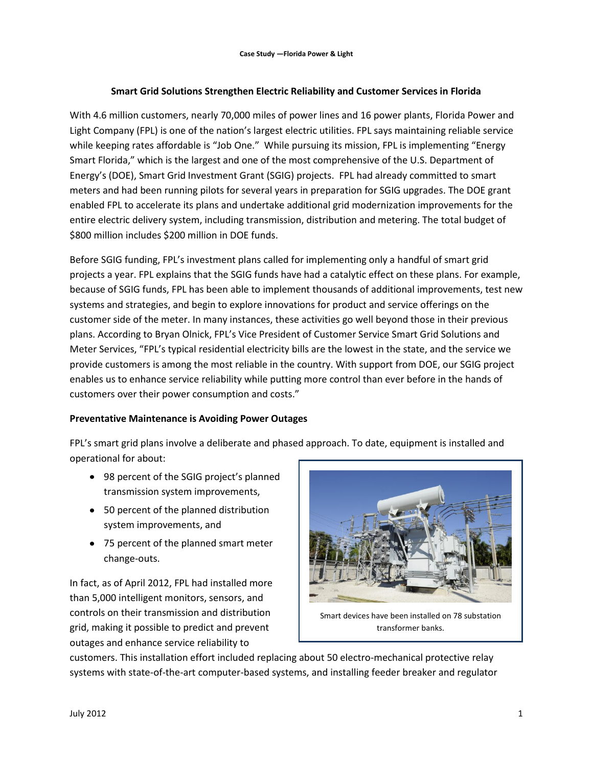Case Study —Florida Power & Light

## Smart Grid Solutions Strengthen Electric Reliability and Customer Services in Florida

With 4.6 million customers, nearly 70,000 miles of power lines and 16 power plants, Florida Power and Light Company (FPL) is one of the nation's largest electric utilities. FPL says maintaining reliable service while keeping rates affordable is "Job One." While pursuing its mission, FPL is implementing "Energy Smart Florida," which is the largest and one of the most comprehensive of the U.S. Department of Energy's (DOE), Smart Grid Investment Grant (SGIG) projects. FPL had already committed to smart meters and had been running pilots for several years in preparation for SGIG upgrades. The DOE grant enabled FPL to accelerate its plans and undertake additional grid modernization improvements for the entire electric delivery system, including transmission, distribution and metering. The total budget of $800 million includes $200 million in DOE funds.

Before SGIG funding, FPL's investment plans called for implementing only a handful of smart grid projects a year. FPL explains that the SGIG funds have had a catalytic effect on these plans. For example, because of SGIG funds, FPL has been able to implement thousands of additional improvements, test new systems and strategies, and begin to explore innovations for product and service offerings on the customer side of the meter. In many instances, these activities go well beyond those in their previous plans. According to Bryan Olnick, FPL's Vice President of Customer Service Smart Grid Solutions and Meter Services, "FPL's typical residential electricity bills are the lowest in the state, and the service we provide customers is among the most reliable in the country. With support from DOE, our SGIG project enables us to enhance service reliability while putting more control than ever before in the hands of customers over their power consumption and costs."

### Preventative Maintenance is Avoiding Power Outages

FPL's smart grid plans involve a deliberate and phased approach. To date, equipment is installed and operational for about:

- 98 percent of the SGIG project's planned transmission system improvements,
- 50 percent of the planned distribution system improvements, and
- 75 percent of the planned smart meter change-outs.

Smart devices have been installed on 78 substation transformer banks.

In fact, as of April 2012, FPL had installed more than 5,000 intelligent monitors, sensors, and controls on their transmission and distribution grid, making it possible to predict and prevent outages and enhance service reliability to customers. This installation effort included replacing about 50 electro-mechanical protective relay systems with state-of-the-art computer-based systems, and installing feeder breaker and regulator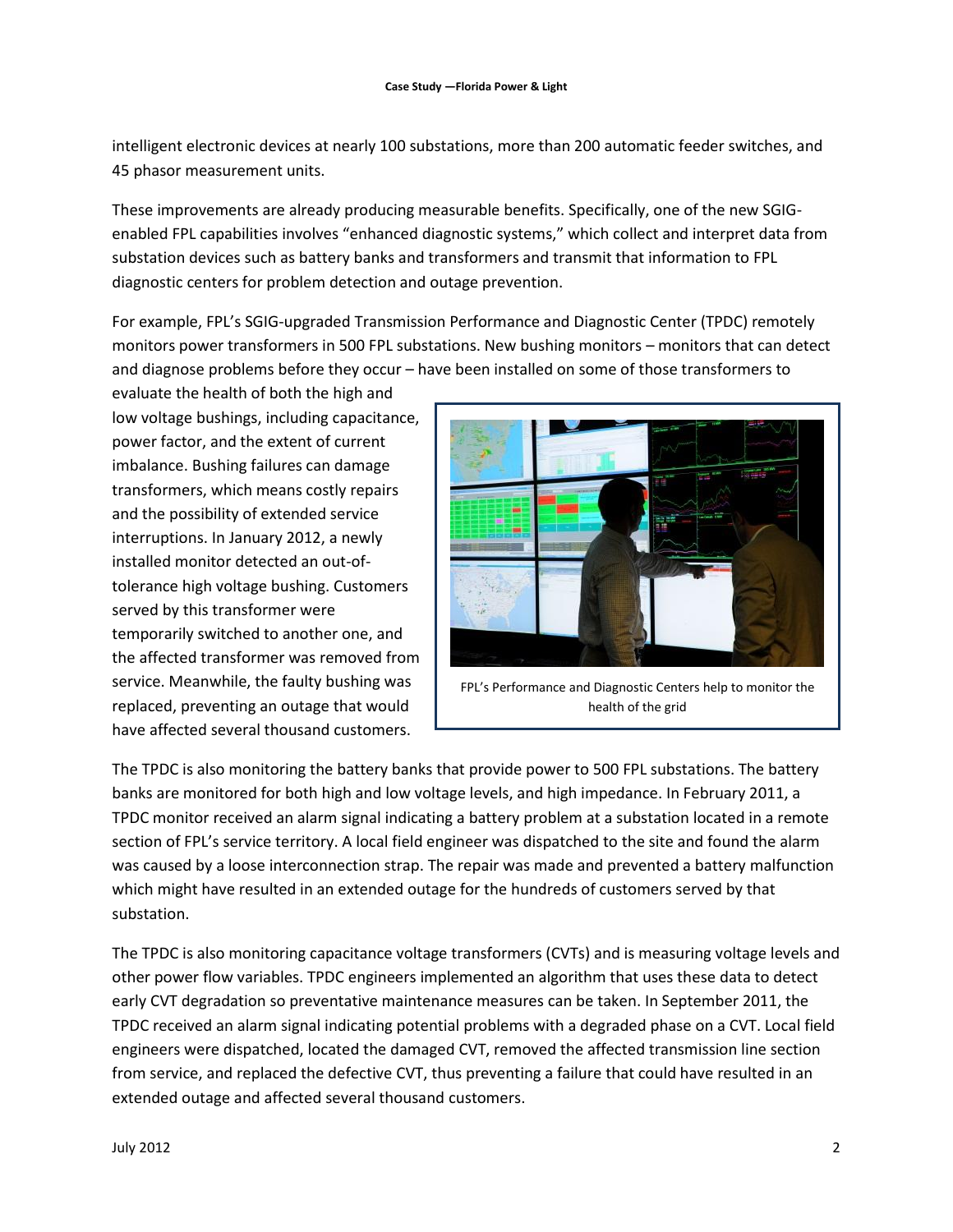intelligent electronic devices at nearly 100 substations, more than 200 automatic feeder switches, and 45 phasor measurement units.

These improvements are already producing measurable benefits. Specifically, one of the new SGIG-enabled FPL capabilities involves "enhanced diagnostic systems," which collect and interpret data from substation devices such as battery banks and transformers and transmit that information to FPL diagnostic centers for problem detection and outage prevention.

For example, FPL's SGIG-upgraded Transmission Performance and Diagnostic Center (TPDC) remotely monitors power transformers in 500 FPL substations. New bushing monitors – monitors that can detect and diagnose problems before they occur – have been installed on some of those transformers to evaluate the health of both the high and low voltage bushings, including capacitance, power factor, and the extent of current imbalance. Bushing failures can damage transformers, which means costly repairs and the possibility of extended service interruptions. In January 2012, a newly installed monitor detected an out-of-tolerance high voltage bushing. Customers served by this transformer were temporarily switched to another one, and the affected transformer was removed from service. Meanwhile, the faulty bushing was replaced, preventing an outage that would have affected several thousand customers.

FPL's Performance and Diagnostic Centers help to monitor the health of the grid

The TPDC is also monitoring the battery banks that provide power to 500 FPL substations. The battery banks are monitored for both high and low voltage levels, and high impedance. In February 2011, a TPDC monitor received an alarm signal indicating a battery problem at a substation located in a remote section of FPL's service territory. A local field engineer was dispatched to the site and found the alarm was caused by a loose interconnection strap. The repair was made and prevented a battery malfunction which might have resulted in an extended outage for the hundreds of customers served by that substation.

The TPDC is also monitoring capacitance voltage transformers (CVTs) and is measuring voltage levels and other power flow variables. TPDC engineers implemented an algorithm that uses these data to detect early CVT degradation so preventative maintenance measures can be taken. In September 2011, the TPDC received an alarm signal indicating potential problems with a degraded phase on a CVT. Local field engineers were dispatched, located the damaged CVT, removed the affected transmission line section from service, and replaced the defective CVT, thus preventing a failure that could have resulted in an extended outage and affected several thousand customers.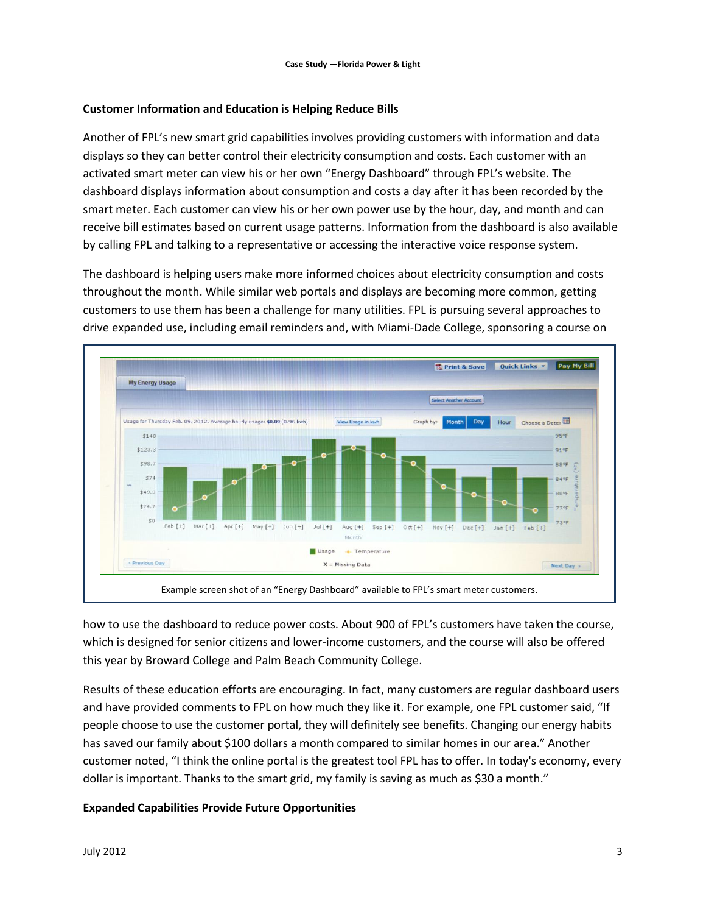## Customer Information and Education is Helping Reduce Bills

Another of FPL's new smart grid capabilities involves providing customers with information and data displays so they can better control their electricity consumption and costs. Each customer with an activated smart meter can view his or her own "Energy Dashboard" through FPL's website. The dashboard displays information about consumption and costs a day after it has been recorded by the smart meter. Each customer can view his or her own power use by the hour, day, and month and can receive bill estimates based on current usage patterns. Information from the dashboard is also available by calling FPL and talking to a representative or accessing the interactive voice response system.

The dashboard is helping users make more informed choices about electricity consumption and costs throughout the month. While similar web portals and displays are becoming more common, getting customers to use them has been a challenge for many utilities. FPL is pursuing several approaches to drive expanded use, including email reminders and, with Miami-Dade College, sponsoring a course on how to use the dashboard to reduce power costs. About 900 of FPL's customers have taken the course, which is designed for senior citizens and lower-income customers, and the course will also be offered this year by Broward College and Palm Beach Community College.

Example screen shot of an "Energy Dashboard" available to FPL's smart meter customers.

Results of these education efforts are encouraging. In fact, many customers are regular dashboard users and have provided comments to FPL on how much they like it. For example, one FPL customer said, "If people choose to use the customer portal, they will definitely see benefits. Changing our energy habits has saved our family about $100 dollars a month compared to similar homes in our area." Another customer noted, "I think the online portal is the greatest tool FPL has to offer. In today's economy, every dollar is important. Thanks to the smart grid, my family is saving as much as $30 a month."

## Expanded Capabilities Provide Future Opportunities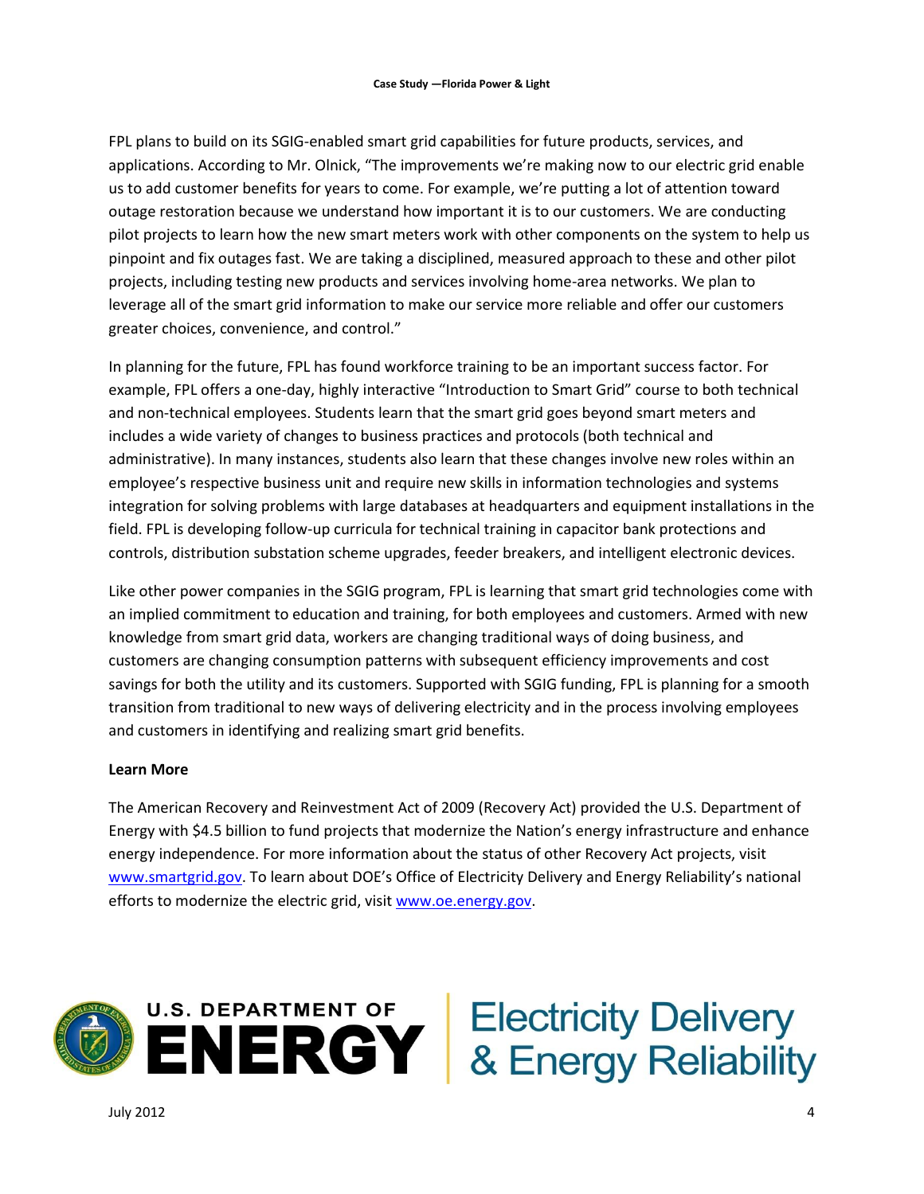FPL plans to build on its SGIG-enabled smart grid capabilities for future products, services, and applications. According to Mr. Olnick, "The improvements we're making now to our electric grid enable us to add customer benefits for years to come. For example, we're putting a lot of attention toward outage restoration because we understand how important it is to our customers. We are conducting pilot projects to learn how the new smart meters work with other components on the system to help us pinpoint and fix outages fast. We are taking a disciplined, measured approach to these and other pilot projects, including testing new products and services involving home-area networks. We plan to leverage all of the smart grid information to make our service more reliable and offer our customers greater choices, convenience, and control."

In planning for the future, FPL has found workforce training to be an important success factor. For example, FPL offers a one-day, highly interactive "Introduction to Smart Grid" course to both technical and non-technical employees. Students learn that the smart grid goes beyond smart meters and includes a wide variety of changes to business practices and protocols (both technical and administrative). In many instances, students also learn that these changes involve new roles within an employee's respective business unit and require new skills in information technologies and systems integration for solving problems with large databases at headquarters and equipment installations in the field. FPL is developing follow-up curricula for technical training in capacitor bank protections and controls, distribution substation scheme upgrades, feeder breakers, and intelligent electronic devices.

Like other power companies in the SGIG program, FPL is learning that smart grid technologies come with an implied commitment to education and training, for both employees and customers. Armed with new knowledge from smart grid data, workers are changing traditional ways of doing business, and customers are changing consumption patterns with subsequent efficiency improvements and cost savings for both the utility and its customers. Supported with SGIG funding, FPL is planning for a smooth transition from traditional to new ways of delivering electricity and in the process involving employees and customers in identifying and realizing smart grid benefits.

**Learn More**

The American Recovery and Reinvestment Act of 2009 (Recovery Act) provided the U.S. Department of Energy with $4.5 billion to fund projects that modernize the Nation's energy infrastructure and enhance energy independence. For more information about the status of other Recovery Act projects, visit www.smartgrid.gov. To learn about DOE's Office of Electricity Delivery and Energy Reliability's national efforts to modernize the electric grid, visit www.oe.energy.gov.

U.S. DEPARTMENT OF ENERGY | Electricity Delivery & Energy Reliability

July 2012